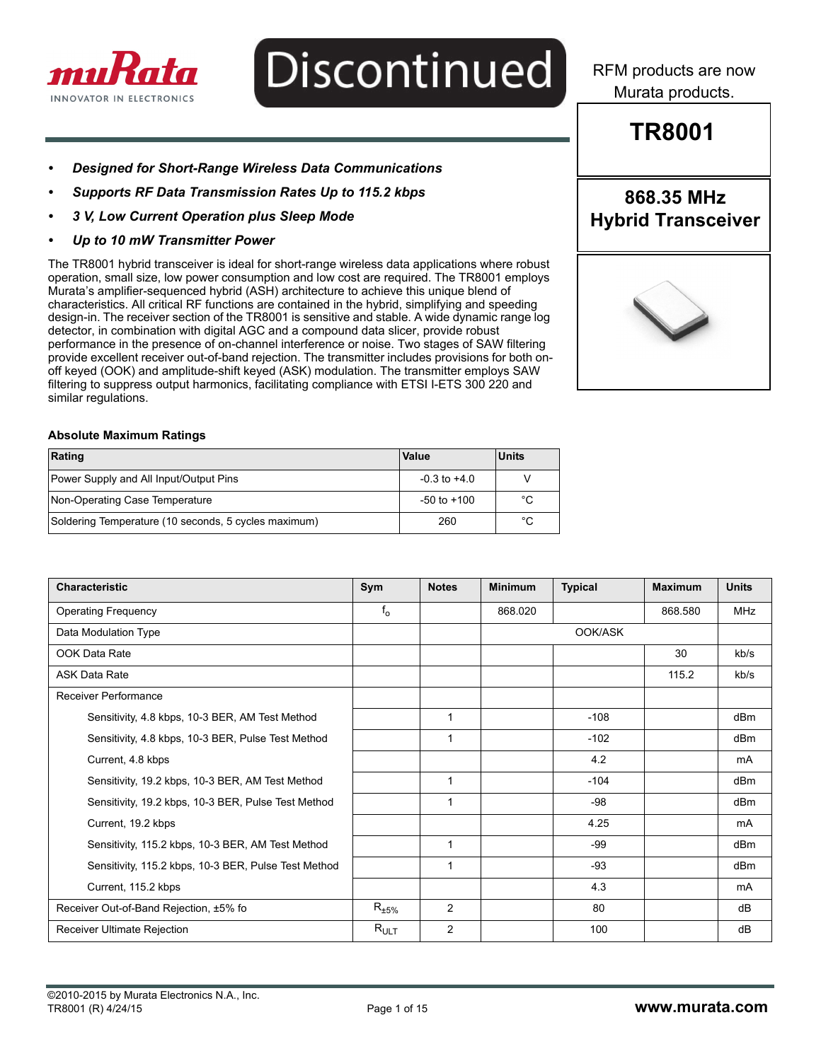Discontinued

RFM products are now Murata products.

# TR8001

## 868.35 MHz Hybrid Transceiver

- ***Designed for Short-Range Wireless Data Communications***
- ***Supports RF Data Transmission Rates Up to 115.2 kbps***
- ***3 V, Low Current Operation plus Sleep Mode***
- ***Up to 10 mW Transmitter Power***

The TR8001 hybrid transceiver is ideal for short-range wireless data applications where robust operation, small size, low power consumption and low cost are required. The TR8001 employs Murata's amplifier-sequenced hybrid (ASH) architecture to achieve this unique blend of characteristics. All critical RF functions are contained in the hybrid, simplifying and speeding design-in. The receiver section of the TR8001 is sensitive and stable. A wide dynamic range log detector, in combination with digital AGC and a compound data slicer, provide robust performance in the presence of on-channel interference or noise. Two stages of SAW filtering provide excellent receiver out-of-band rejection. The transmitter includes provisions for both on-off keyed (OOK) and amplitude-shift keyed (ASK) modulation. The transmitter employs SAW filtering to suppress output harmonics, facilitating compliance with ETSI I-ETS 300 220 and similar regulations.

**Absolute Maximum Ratings**

| Rating | Value | Units |
|---|---|---|
| Power Supply and All Input/Output Pins | -0.3 to +4.0 | V |
| Non-Operating Case Temperature | -50 to +100 | °C |
| Soldering Temperature (10 seconds, 5 cycles maximum) | 260 | °C |

| Characteristic | Sym | Notes | Minimum | Typical | Maximum | Units |
|---|---|---|---|---|---|---|
| Operating Frequency | $f_o$ | | 868.020 | | 868.580 | MHz |
| Data Modulation Type | | | | OOK/ASK | | |
| OOK Data Rate | | | | | 30 | kb/s |
| ASK Data Rate | | | | | 115.2 | kb/s |
| Receiver Performance | | | | | | |
| Sensitivity, 4.8 kbps, 10-3 BER, AM Test Method | | 1 | | -108 | | dBm |
| Sensitivity, 4.8 kbps, 10-3 BER, Pulse Test Method | | 1 | | -102 | | dBm |
| Current, 4.8 kbps | | | | 4.2 | | mA |
| Sensitivity, 19.2 kbps, 10-3 BER, AM Test Method | | 1 | | -104 | | dBm |
| Sensitivity, 19.2 kbps, 10-3 BER, Pulse Test Method | | 1 | | -98 | | dBm |
| Current, 19.2 kbps | | | | 4.25 | | mA |
| Sensitivity, 115.2 kbps, 10-3 BER, AM Test Method | | 1 | | -99 | | dBm |
| Sensitivity, 115.2 kbps, 10-3 BER, Pulse Test Method | | 1 | | -93 | | dBm |
| Current, 115.2 kbps | | | | 4.3 | | mA |
| Receiver Out-of-Band Rejection, ±5% fo | $R_{\pm5\%}$ | 2 | | 80 | | dB |
| Receiver Ultimate Rejection | $R_{ULT}$ | 2 | | 100 | | dB |

©2010-2015 by Murata Electronics N.A., Inc.
TR8001 (R) 4/24/15

www.murata.com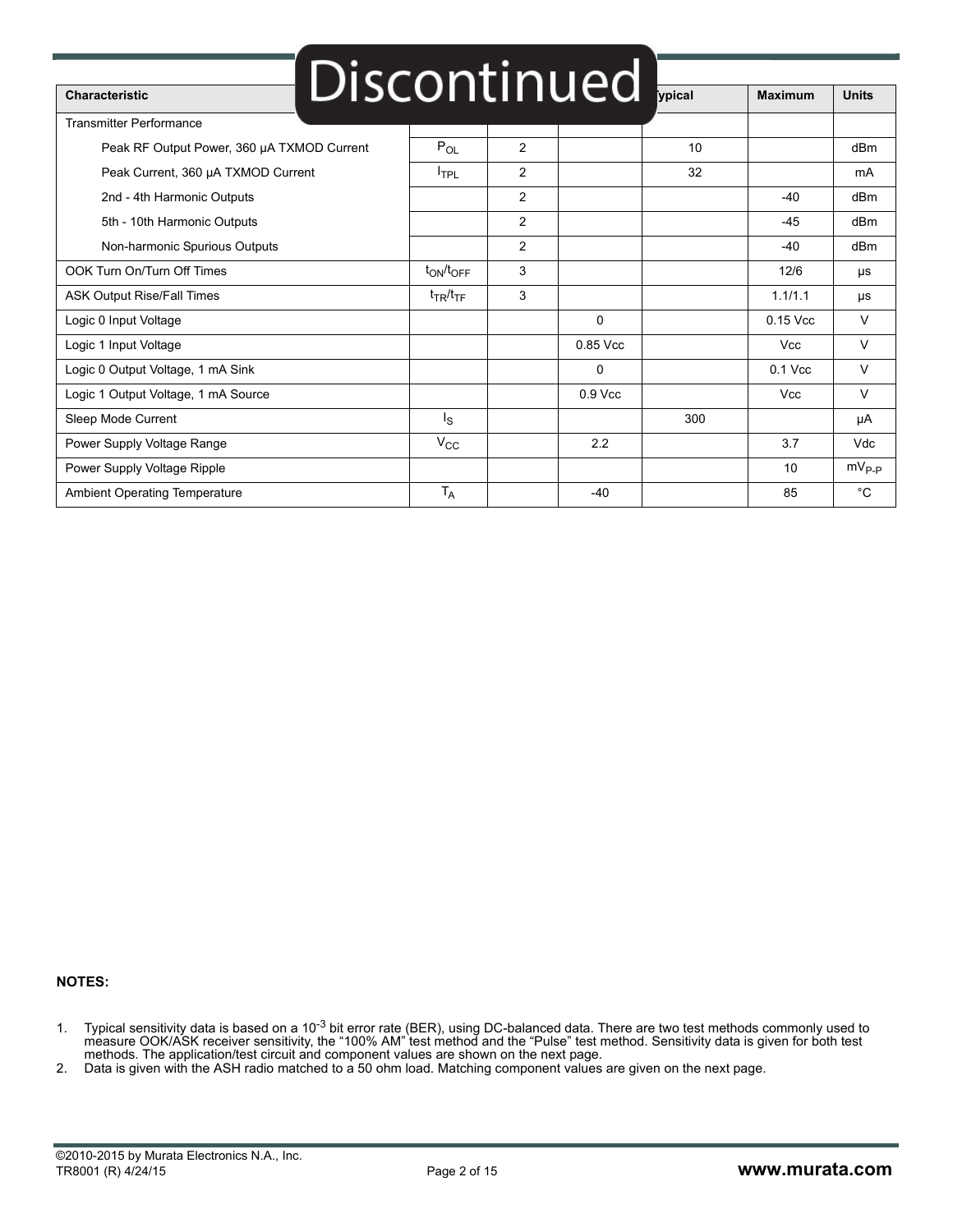Discontinued

| Characteristic | Sym | Notes | Minimum | Typical | Maximum | Units |
|---|---|---|---|---|---|---|
| Transmitter Performance | | | | | | |
| Peak RF Output Power, 360 µA TXMOD Current | $P_{OL}$ | 2 | | 10 | | dBm |
| Peak Current, 360 µA TXMOD Current | $I_{TPL}$ | 2 | | 32 | | mA |
| 2nd - 4th Harmonic Outputs | | 2 | | | -40 | dBm |
| 5th - 10th Harmonic Outputs | | 2 | | | -45 | dBm |
| Non-harmonic Spurious Outputs | | 2 | | | -40 | dBm |
| OOK Turn On/Turn Off Times | $t_{ON}/t_{OFF}$ | 3 | | | 12/6 | µs |
| ASK Output Rise/Fall Times | $t_{TR}/t_{TF}$ | 3 | | | 1.1/1.1 | µs |
| Logic 0 Input Voltage | | | 0 | | 0.15 Vcc | V |
| Logic 1 Input Voltage | | | 0.85 Vcc | | Vcc | V |
| Logic 0 Output Voltage, 1 mA Sink | | | 0 | | 0.1 Vcc | V |
| Logic 1 Output Voltage, 1 mA Source | | | 0.9 Vcc | | Vcc | V |
| Sleep Mode Current | $I_S$ | | | 300 | | µA |
| Power Supply Voltage Range | $V_{CC}$ | | 2.2 | | 3.7 | Vdc |
| Power Supply Voltage Ripple | | | | | 10 | $mV_{P-P}$ |
| Ambient Operating Temperature | $T_A$ | | -40 | | 85 | °C |

**NOTES:**

1. Typical sensitivity data is based on a $10^{-3}$ bit error rate (BER), using DC-balanced data. There are two test methods commonly used to measure OOK/ASK receiver sensitivity, the "100% AM" test method and the "Pulse" test method. Sensitivity data is given for both test methods. The application/test circuit and component values are shown on the next page.
2. Data is given with the ASH radio matched to a 50 ohm load. Matching component values are given on the next page.

©2010-2015 by Murata Electronics N.A., Inc.
TR8001 (R) 4/24/15

www.murata.com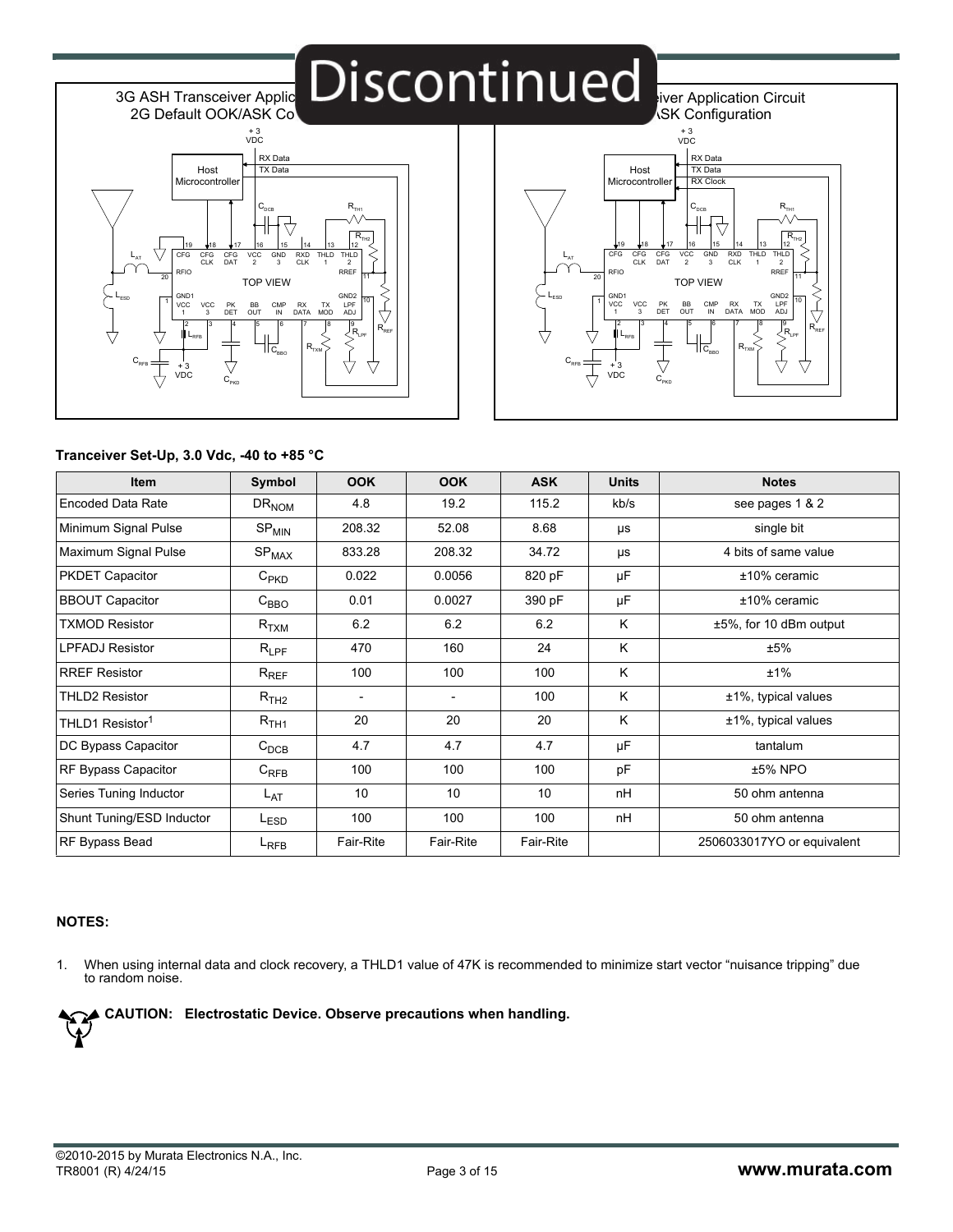Discontinued

3G ASH Transceiver Application Circuit
2G Default OOK/ASK Configuration

3G ASH Transceiver Application Circuit
ASK Configuration

**Tranceiver Set-Up, 3.0 Vdc, -40 to +85 °C**

| Item | Symbol | OOK | OOK | ASK | Units | Notes |
|---|---|---|---|---|---|---|
| Encoded Data Rate | $DR_{NOM}$ | 4.8 | 19.2 | 115.2 | kb/s | see pages 1 & 2 |
| Minimum Signal Pulse | $SP_{MIN}$ | 208.32 | 52.08 | 8.68 | µs | single bit |
| Maximum Signal Pulse | $SP_{MAX}$ | 833.28 | 208.32 | 34.72 | µs | 4 bits of same value |
| PKDET Capacitor | $C_{PKD}$ | 0.022 | 0.0056 | 820 pF | µF | ±10% ceramic |
| BBOUT Capacitor | $C_{BBO}$ | 0.01 | 0.0027 | 390 pF | µF | ±10% ceramic |
| TXMOD Resistor | $R_{TXM}$ | 6.2 | 6.2 | 6.2 | K | ±5%, for 10 dBm output |
| LPFADJ Resistor | $R_{LPF}$ | 470 | 160 | 24 | K | ±5% |
| RREF Resistor | $R_{REF}$ | 100 | 100 | 100 | K | ±1% |
| THLD2 Resistor | $R_{TH2}$ | - | - | 100 | K | ±1%, typical values |
| THLD1 Resistor[1] | $R_{TH1}$ | 20 | 20 | 20 | K | ±1%, typical values |
| DC Bypass Capacitor | $C_{DCB}$ | 4.7 | 4.7 | 4.7 | µF | tantalum |
| RF Bypass Capacitor | $C_{RFB}$ | 100 | 100 | 100 | pF | ±5% NPO |
| Series Tuning Inductor | $L_{AT}$ | 10 | 10 | 10 | nH | 50 ohm antenna |
| Shunt Tuning/ESD Inductor | $L_{ESD}$ | 100 | 100 | 100 | nH | 50 ohm antenna |
| RF Bypass Bead | $L_{RFB}$ | Fair-Rite | Fair-Rite | Fair-Rite | | 2506033017YO or equivalent |

**NOTES:**

1. When using internal data and clock recovery, a THLD1 value of 47K is recommended to minimize start vector “nuisance tripping” due to random noise.

**CAUTION: Electrostatic Device. Observe precautions when handling.**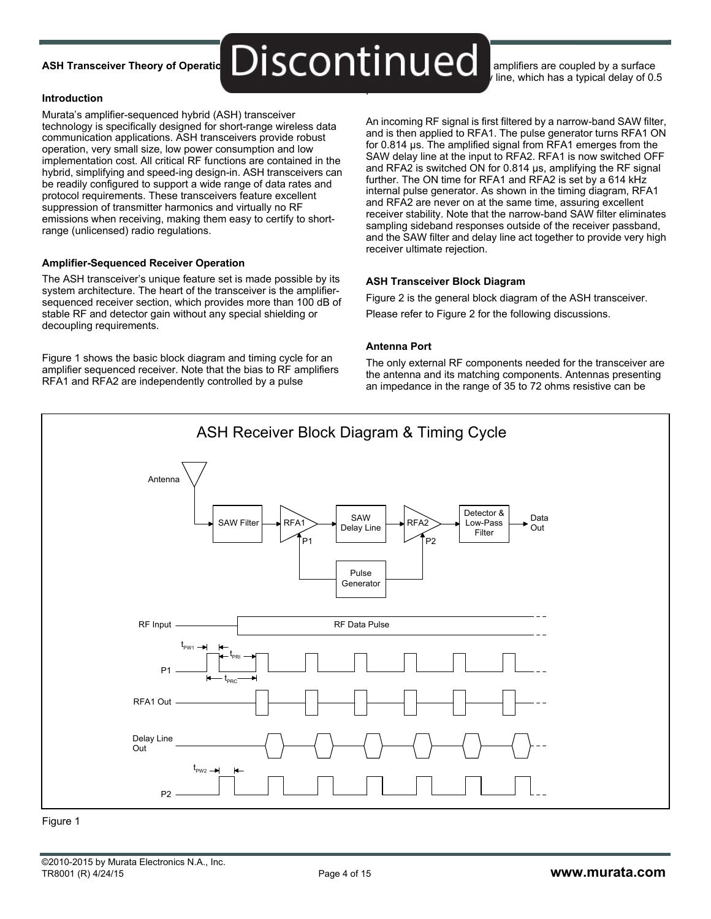## ASH Transceiver Theory of Operation

Discontinued

### Introduction

Murata's amplifier-sequenced hybrid (ASH) transceiver technology is specifically designed for short-range wireless data communication applications. ASH transceivers provide robust operation, very small size, low power consumption and low implementation cost. All critical RF functions are contained in the hybrid, simplifying and speed-ing design-in. ASH transceivers can be readily configured to support a wide range of data rates and protocol requirements. These transceivers feature excellent suppression of transmitter harmonics and virtually no RF emissions when receiving, making them easy to certify to short-range (unlicensed) radio regulations.

### Amplifier-Sequenced Receiver Operation

The ASH transceiver's unique feature set is made possible by its system architecture. The heart of the transceiver is the amplifier-sequenced receiver section, which provides more than 100 dB of stable RF and detector gain without any special shielding or decoupling requirements.

Figure 1 shows the basic block diagram and timing cycle for an amplifier sequenced receiver. Note that the bias to RF amplifiers RFA1 and RFA2 are independently controlled by a pulse generator, and that the two amplifiers are coupled by a surface acoustic wave (SAW) delay line, which has a typical delay of 0.5 µs.

An incoming RF signal is first filtered by a narrow-band SAW filter, and is then applied to RFA1. The pulse generator turns RFA1 ON for 0.814 µs. The amplified signal from RFA1 emerges from the SAW delay line at the input to RFA2. RFA1 is now switched OFF and RFA2 is switched ON for 0.814 µs, amplifying the RF signal further. The ON time for RFA1 and RFA2 is set by a 614 kHz internal pulse generator. As shown in the timing diagram, RFA1 and RFA2 are never on at the same time, assuring excellent receiver stability. Note that the narrow-band SAW filter eliminates sampling sideband responses outside of the receiver passband, and the SAW filter and delay line act together to provide very high receiver ultimate rejection.

### ASH Transceiver Block Diagram

Figure 2 is the general block diagram of the ASH transceiver. Please refer to Figure 2 for the following discussions.

### Antenna Port

The only external RF components needed for the transceiver are the antenna and its matching components. Antennas presenting an impedance in the range of 35 to 72 ohms resistive can be

ASH Receiver Block Diagram & Timing Cycle

Figure 1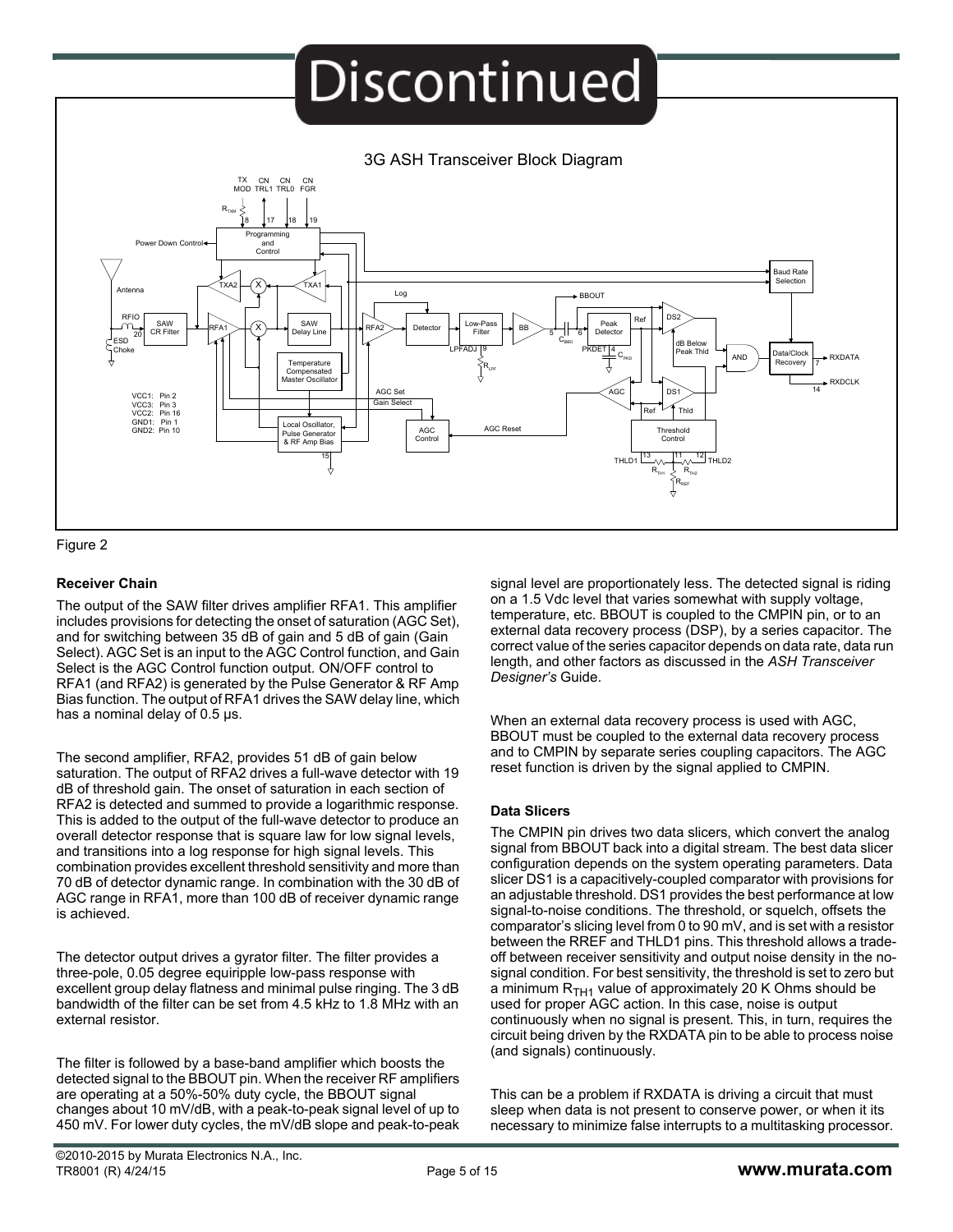Discontinued

3G ASH Transceiver Block Diagram

Figure 2

### Receiver Chain

The output of the SAW filter drives amplifier RFA1. This amplifier includes provisions for detecting the onset of saturation (AGC Set), and for switching between 35 dB of gain and 5 dB of gain (Gain Select). AGC Set is an input to the AGC Control function, and Gain Select is the AGC Control function output. ON/OFF control to RFA1 (and RFA2) is generated by the Pulse Generator & RF Amp Bias function. The output of RFA1 drives the SAW delay line, which has a nominal delay of 0.5 µs.

The second amplifier, RFA2, provides 51 dB of gain below saturation. The output of RFA2 drives a full-wave detector with 19 dB of threshold gain. The onset of saturation in each section of RFA2 is detected and summed to provide a logarithmic response. This is added to the output of the full-wave detector to produce an overall detector response that is square law for low signal levels, and transitions into a log response for high signal levels. This combination provides excellent threshold sensitivity and more than 70 dB of detector dynamic range. In combination with the 30 dB of AGC range in RFA1, more than 100 dB of receiver dynamic range is achieved.

The detector output drives a gyrator filter. The filter provides a three-pole, 0.05 degree equiripple low-pass response with excellent group delay flatness and minimal pulse ringing. The 3 dB bandwidth of the filter can be set from 4.5 kHz to 1.8 MHz with an external resistor.

The filter is followed by a base-band amplifier which boosts the detected signal to the BBOUT pin. When the receiver RF amplifiers are operating at a 50%-50% duty cycle, the BBOUT signal changes about 10 mV/dB, with a peak-to-peak signal level of up to 450 mV. For lower duty cycles, the mV/dB slope and peak-to-peak signal level are proportionately less. The detected signal is riding on a 1.5 Vdc level that varies somewhat with supply voltage, temperature, etc. BBOUT is coupled to the CMPIN pin, or to an external data recovery process (DSP), by a series capacitor. The correct value of the series capacitor depends on data rate, data run length, and other factors as discussed in the *ASH Transceiver Designer's* Guide.

When an external data recovery process is used with AGC, BBOUT must be coupled to the external data recovery process and to CMPIN by separate series coupling capacitors. The AGC reset function is driven by the signal applied to CMPIN.

### Data Slicers

The CMPIN pin drives two data slicers, which convert the analog signal from BBOUT back into a digital stream. The best data slicer configuration depends on the system operating parameters. Data slicer DS1 is a capacitively-coupled comparator with provisions for an adjustable threshold. DS1 provides the best performance at low signal-to-noise conditions. The threshold, or squelch, offsets the comparator's slicing level from 0 to 90 mV, and is set with a resistor between the RREF and THLD1 pins. This threshold allows a trade-off between receiver sensitivity and output noise density in the no-signal condition. For best sensitivity, the threshold is set to zero but a minimum $R_{TH1}$ value of approximately 20 K Ohms should be used for proper AGC action. In this case, noise is output continuously when no signal is present. This, in turn, requires the circuit being driven by the RXDATA pin to be able to process noise (and signals) continuously.

This can be a problem if RXDATA is driving a circuit that must sleep when data is not present to conserve power, or when it its necessary to minimize false interrupts to a multitasking processor.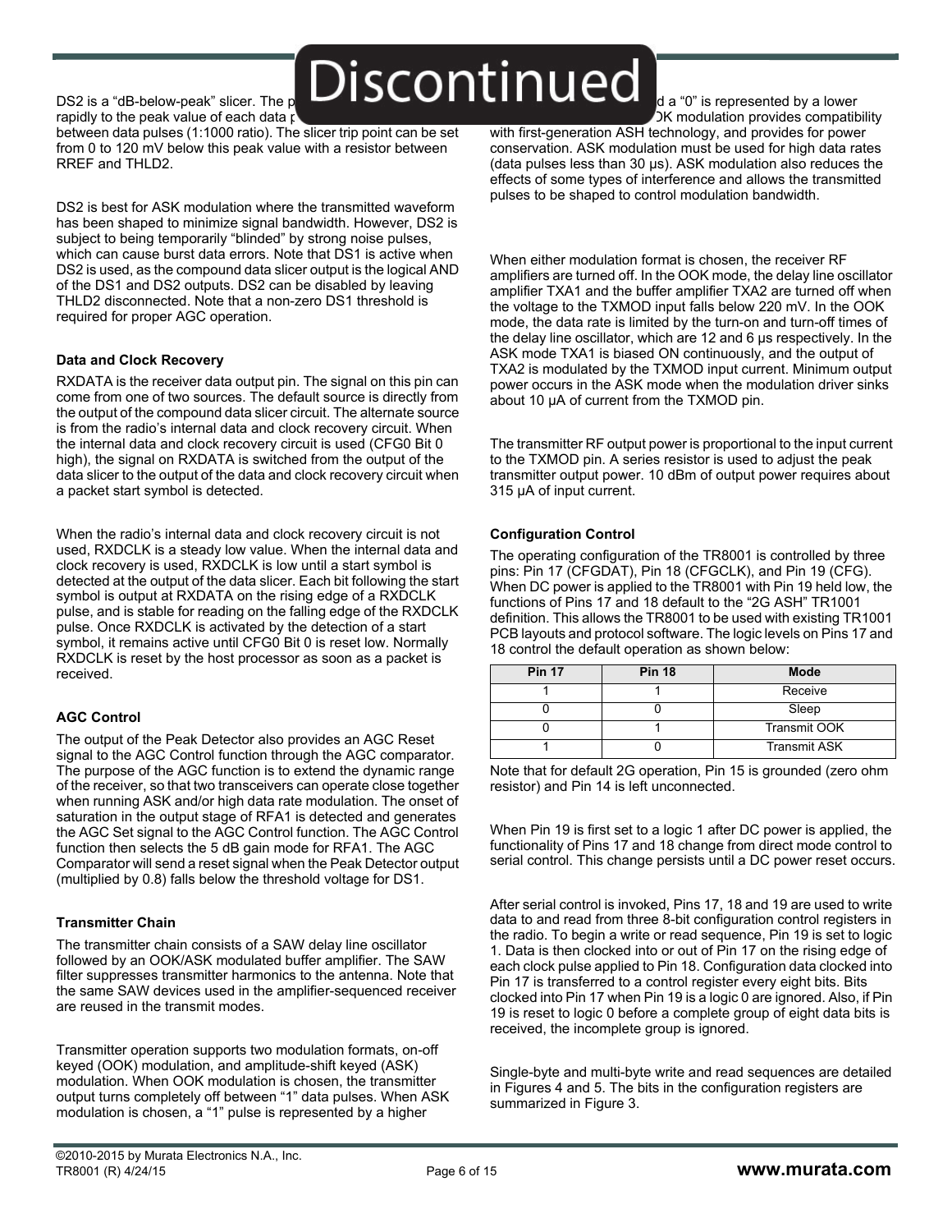DS2 is a "dB-below-peak" slicer. The p rapidly to the peak value of each data p between data pulses (1:1000 ratio). The slicer trip point can be set from 0 to 120 mV below this peak value with a resistor between RREF and THLD2.

DS2 is best for ASK modulation where the transmitted waveform has been shaped to minimize signal bandwidth. However, DS2 is subject to being temporarily "blinded" by strong noise pulses, which can cause burst data errors. Note that DS1 is active when DS2 is used, as the compound data slicer output is the logical AND of the DS1 and DS2 outputs. DS2 can be disabled by leaving THLD2 disconnected. Note that a non-zero DS1 threshold is required for proper AGC operation.

**Data and Clock Recovery**

RXDATA is the receiver data output pin. The signal on this pin can come from one of two sources. The default source is directly from the output of the compound data slicer circuit. The alternate source is from the radio's internal data and clock recovery circuit. When the internal data and clock recovery circuit is used (CFG0 Bit 0 high), the signal on RXDATA is switched from the output of the data slicer to the output of the data and clock recovery circuit when a packet start symbol is detected.

When the radio's internal data and clock recovery circuit is not used, RXDCLK is a steady low value. When the internal data and clock recovery is used, RXDCLK is low until a start symbol is detected at the output of the data slicer. Each bit following the start symbol is output at RXDATA on the rising edge of a RXDCLK pulse, and is stable for reading on the falling edge of the RXDCLK pulse. Once RXDCLK is activated by the detection of a start symbol, it remains active until CFG0 Bit 0 is reset low. Normally RXDCLK is reset by the host processor as soon as a packet is received.

**AGC Control**

The output of the Peak Detector also provides an AGC Reset signal to the AGC Control function through the AGC comparator. The purpose of the AGC function is to extend the dynamic range of the receiver, so that two transceivers can operate close together when running ASK and/or high data rate modulation. The onset of saturation in the output stage of RFA1 is detected and generates the AGC Set signal to the AGC Control function. The AGC Control function then selects the 5 dB gain mode for RFA1. The AGC Comparator will send a reset signal when the Peak Detector output (multiplied by 0.8) falls below the threshold voltage for DS1.

**Transmitter Chain**

The transmitter chain consists of a SAW delay line oscillator followed by an OOK/ASK modulated buffer amplifier. The SAW filter suppresses transmitter harmonics to the antenna. Note that the same SAW devices used in the amplifier-sequenced receiver are reused in the transmit modes.

Transmitter operation supports two modulation formats, on-off keyed (OOK) modulation, and amplitude-shift keyed (ASK) modulation. When OOK modulation is chosen, the transmitter output turns completely off between "1" data pulses. When ASK modulation is chosen, a "1" pulse is represented by a higher d a "0" is represented by a lower OK modulation provides compatibility with first-generation ASH technology, and provides for power conservation. ASK modulation must be used for high data rates (data pulses less than 30 µs). ASK modulation also reduces the effects of some types of interference and allows the transmitted pulses to be shaped to control modulation bandwidth.

When either modulation format is chosen, the receiver RF amplifiers are turned off. In the OOK mode, the delay line oscillator amplifier TXA1 and the buffer amplifier TXA2 are turned off when the voltage to the TXMOD input falls below 220 mV. In the OOK mode, the data rate is limited by the turn-on and turn-off times of the delay line oscillator, which are 12 and 6 µs respectively. In the ASK mode TXA1 is biased ON continuously, and the output of TXA2 is modulated by the TXMOD input current. Minimum output power occurs in the ASK mode when the modulation driver sinks about 10 µA of current from the TXMOD pin.

The transmitter RF output power is proportional to the input current to the TXMOD pin. A series resistor is used to adjust the peak transmitter output power. 10 dBm of output power requires about 315 µA of input current.

**Configuration Control**

The operating configuration of the TR8001 is controlled by three pins: Pin 17 (CFGDAT), Pin 18 (CFGCLK), and Pin 19 (CFG). When DC power is applied to the TR8001 with Pin 19 held low, the functions of Pins 17 and 18 default to the "2G ASH" TR1001 definition. This allows the TR8001 to be used with existing TR1001 PCB layouts and protocol software. The logic levels on Pins 17 and 18 control the default operation as shown below:

| Pin 17 | Pin 18 | Mode |
|---|---|---|
| 1 | 1 | Receive |
| 0 | 0 | Sleep |
| 0 | 1 | Transmit OOK |
| 1 | 0 | Transmit ASK |

Note that for default 2G operation, Pin 15 is grounded (zero ohm resistor) and Pin 14 is left unconnected.

When Pin 19 is first set to a logic 1 after DC power is applied, the functionality of Pins 17 and 18 change from direct mode control to serial control. This change persists until a DC power reset occurs.

After serial control is invoked, Pins 17, 18 and 19 are used to write data to and read from three 8-bit configuration control registers in the radio. To begin a write or read sequence, Pin 19 is set to logic 1. Data is then clocked into or out of Pin 17 on the rising edge of each clock pulse applied to Pin 18. Configuration data clocked into Pin 17 is transferred to a control register every eight bits. Bits clocked into Pin 17 when Pin 19 is a logic 0 are ignored. Also, if Pin 19 is reset to logic 0 before a complete group of eight data bits is received, the incomplete group is ignored.

Single-byte and multi-byte write and read sequences are detailed in Figures 4 and 5. The bits in the configuration registers are summarized in Figure 3.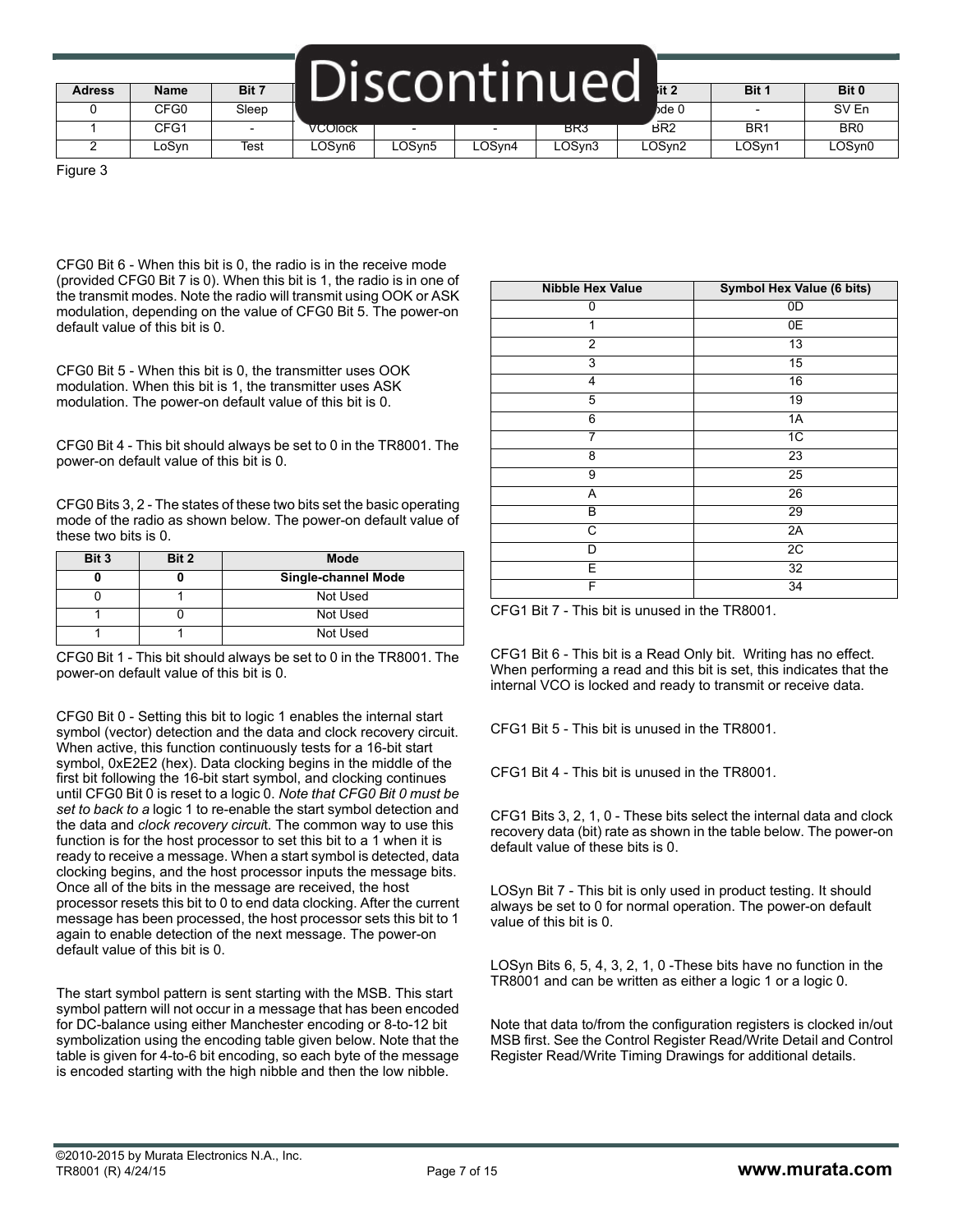Discontinued

| Adress | Name | Bit 7 | Bit 6 | Bit 5 | Bit 4 | Bit 3 | Bit 2 | Bit 1 | Bit 0 |
|---|---|---|---|---|---|---|---|---|---|
| 0 | CFG0 | Sleep | | | | | Mode 0 | - | SV En |
| 1 | CFG1 | - | VCOlock | - | - | BR3 | BR2 | BR1 | BR0 |
| 2 | LoSyn | Test | LOSyn6 | LOSyn5 | LOSyn4 | LOSyn3 | LOSyn2 | LOSyn1 | LOSyn0 |

Figure 3

CFG0 Bit 6 - When this bit is 0, the radio is in the receive mode (provided CFG0 Bit 7 is 0). When this bit is 1, the radio is in one of the transmit modes. Note the radio will transmit using OOK or ASK modulation, depending on the value of CFG0 Bit 5. The power-on default value of this bit is 0.

CFG0 Bit 5 - When this bit is 0, the transmitter uses OOK modulation. When this bit is 1, the transmitter uses ASK modulation. The power-on default value of this bit is 0.

CFG0 Bit 4 - This bit should always be set to 0 in the TR8001. The power-on default value of this bit is 0.

CFG0 Bits 3, 2 - The states of these two bits set the basic operating mode of the radio as shown below. The power-on default value of these two bits is 0.

| Bit 3 | Bit 2 | Mode |
|---|---|---|
| **0** | **0** | **Single-channel Mode** |
| 0 | 1 | Not Used |
| 1 | 0 | Not Used |
| 1 | 1 | Not Used |

CFG0 Bit 1 - This bit should always be set to 0 in the TR8001. The power-on default value of this bit is 0.

CFG0 Bit 0 - Setting this bit to logic 1 enables the internal start symbol (vector) detection and the data and clock recovery circuit. When active, this function continuously tests for a 16-bit start symbol, 0xE2E2 (hex). Data clocking begins in the middle of the first bit following the 16-bit start symbol, and clocking continues until CFG0 Bit 0 is reset to a logic 0. *Note that CFG0 Bit 0 must be set to back to a* logic 1 to re-enable the start symbol detection and the data and *clock recovery circui*t. The common way to use this function is for the host processor to set this bit to a 1 when it is ready to receive a message. When a start symbol is detected, data clocking begins, and the host processor inputs the message bits. Once all of the bits in the message are received, the host processor resets this bit to 0 to end data clocking. After the current message has been processed, the host processor sets this bit to 1 again to enable detection of the next message. The power-on default value of this bit is 0.

The start symbol pattern is sent starting with the MSB. This start symbol pattern will not occur in a message that has been encoded for DC-balance using either Manchester encoding or 8-to-12 bit symbolization using the encoding table given below. Note that the table is given for 4-to-6 bit encoding, so each byte of the message is encoded starting with the high nibble and then the low nibble.

| Nibble Hex Value | Symbol Hex Value (6 bits) |
|---|---|
| 0 | 0D |
| 1 | 0E |
| 2 | 13 |
| 3 | 15 |
| 4 | 16 |
| 5 | 19 |
| 6 | 1A |
| 7 | 1C |
| 8 | 23 |
| 9 | 25 |
| A | 26 |
| B | 29 |
| C | 2A |
| D | 2C |
| E | 32 |
| F | 34 |

CFG1 Bit 7 - This bit is unused in the TR8001.

CFG1 Bit 6 - This bit is a Read Only bit. Writing has no effect. When performing a read and this bit is set, this indicates that the internal VCO is locked and ready to transmit or receive data.

CFG1 Bit 5 - This bit is unused in the TR8001.

CFG1 Bit 4 - This bit is unused in the TR8001.

CFG1 Bits 3, 2, 1, 0 - These bits select the internal data and clock recovery data (bit) rate as shown in the table below. The power-on default value of these bits is 0.

LOSyn Bit 7 - This bit is only used in product testing. It should always be set to 0 for normal operation. The power-on default value of this bit is 0.

LOSyn Bits 6, 5, 4, 3, 2, 1, 0 -These bits have no function in the TR8001 and can be written as either a logic 1 or a logic 0.

Note that data to/from the configuration registers is clocked in/out MSB first. See the Control Register Read/Write Detail and Control Register Read/Write Timing Drawings for additional details.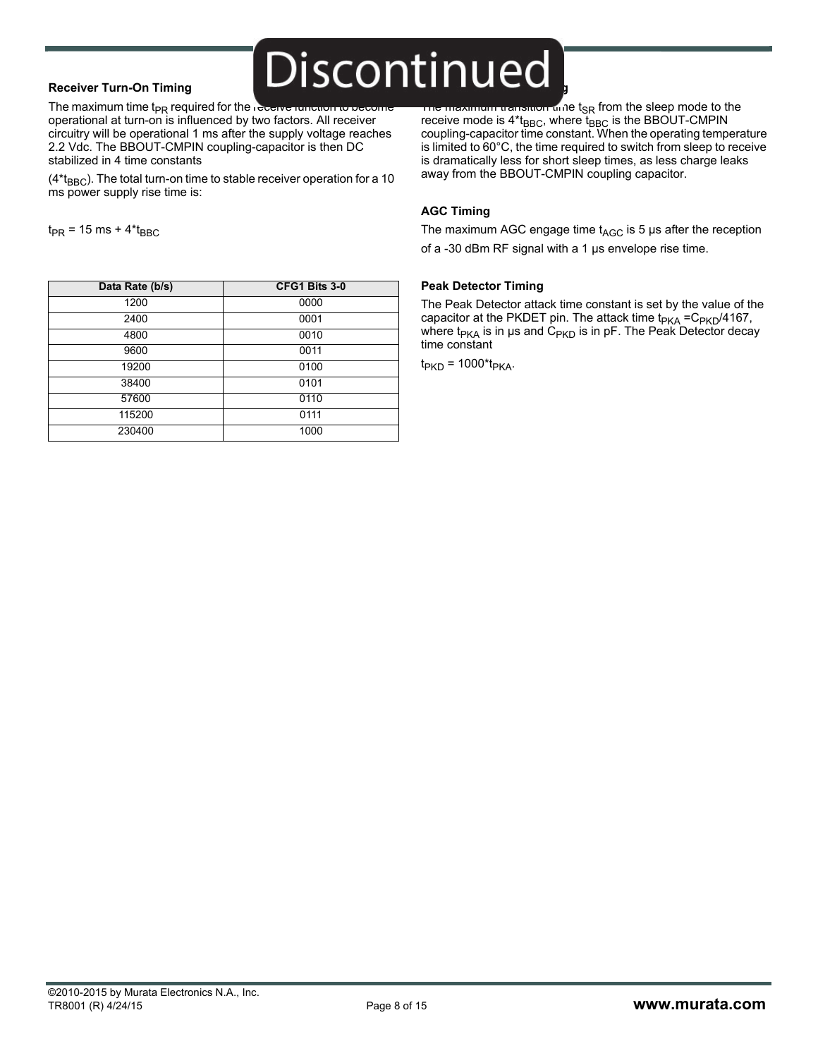Discontinued

### Receiver Turn-On Timing

The maximum time $t_{PR}$ required for the receive function to become operational at turn-on is influenced by two factors. All receiver circuitry will be operational 1 ms after the supply voltage reaches 2.2 Vdc. The BBOUT-CMPIN coupling-capacitor is then DC stabilized in 4 time constants

($4*t_{BBC}$). The total turn-on time to stable receiver operation for a 10 ms power supply rise time is:

$t_{PR} = 15\text{ ms} + 4*t_{BBC}$

| Data Rate (b/s) | CFG1 Bits 3-0 |
|---|---|
| 1200 | 0000 |
| 2400 | 0001 |
| 4800 | 0010 |
| 9600 | 0011 |
| 19200 | 0100 |
| 38400 | 0101 |
| 57600 | 0110 |
| 115200 | 0111 |
| 230400 | 1000 |

### Sleep-to-Receive Timing

The maximum transition time $t_{SR}$ from the sleep mode to the receive mode is $4*t_{BBC}$, where $t_{BBC}$ is the BBOUT-CMPIN coupling-capacitor time constant. When the operating temperature is limited to 60°C, the time required to switch from sleep to receive is dramatically less for short sleep times, as less charge leaks away from the BBOUT-CMPIN coupling capacitor.

### AGC Timing

The maximum AGC engage time $t_{AGC}$ is 5 µs after the reception of a -30 dBm RF signal with a 1 µs envelope rise time.

### Peak Detector Timing

The Peak Detector attack time constant is set by the value of the capacitor at the PKDET pin. The attack time $t_{PKA} = C_{PKD}/4167$, where $t_{PKA}$ is in µs and $C_{PKD}$ is in pF. The Peak Detector decay time constant

$t_{PKD} = 1000*t_{PKA}$.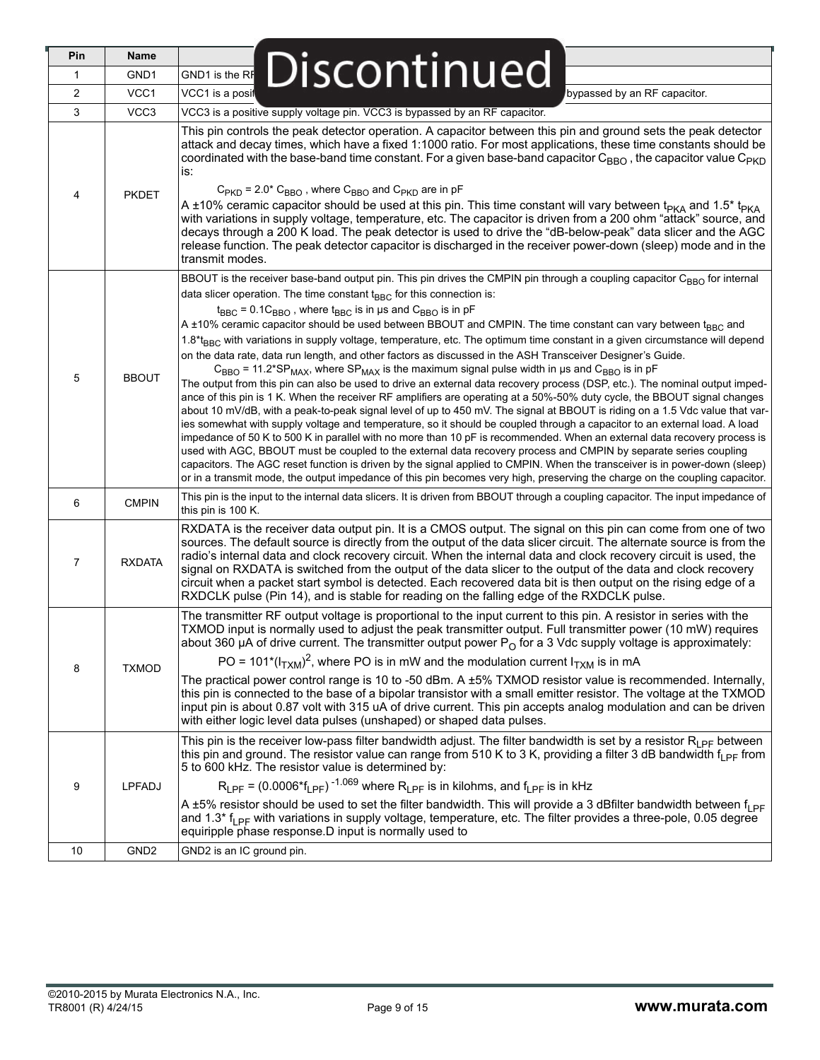| Pin | Name | Description |
|---|---|---|
| 1 | GND1 | GND1 is the RF Discontinued |
| 2 | VCC1 | VCC1 is a posit... bypassed by an RF capacitor. |
| 3 | VCC3 | VCC3 is a positive supply voltage pin. VCC3 is bypassed by an RF capacitor. |
| 4 | PKDET | This pin controls the peak detector operation. A capacitor between this pin and ground sets the peak detector attack and decay times, which have a fixed 1:1000 ratio. For most applications, these time constants should be coordinated with the base-band time constant. For a given base-band capacitor $C_{BBO}$, the capacitor value $C_{PKD}$ is:<br>$C_{PKD} = 2.0^* C_{BBO}$, where $C_{BBO}$ and $C_{PKD}$ are in pF<br>A ±10% ceramic capacitor should be used at this pin. This time constant will vary between $t_{PKA}$ and $1.5^* t_{PKA}$ with variations in supply voltage, temperature, etc. The capacitor is driven from a 200 ohm "attack" source, and decays through a 200 K load. The peak detector is used to drive the "dB-below-peak" data slicer and the AGC release function. The peak detector capacitor is discharged in the receiver power-down (sleep) mode and in the transmit modes. |
| 5 | BBOUT | BBOUT is the receiver base-band output pin. This pin drives the CMPIN pin through a coupling capacitor $C_{BBO}$ for internal data slicer operation. The time constant $t_{BBC}$ for this connection is:<br>$t_{BBC} = 0.1C_{BBO}$, where $t_{BBC}$ is in µs and $C_{BBO}$ is in pF<br>A ±10% ceramic capacitor should be used between BBOUT and CMPIN. The time constant can vary between $t_{BBC}$ and $1.8^*t_{BBC}$ with variations in supply voltage, temperature, etc. The optimum time constant in a given circumstance will depend on the data rate, data run length, and other factors as discussed in the ASH Transceiver Designer's Guide.<br>$C_{BBO} = 11.2^*SP_{MAX}$, where $SP_{MAX}$ is the maximum signal pulse width in µs and $C_{BBO}$ is in pF<br>The output from this pin can also be used to drive an external data recovery process (DSP, etc.). The nominal output impedance of this pin is 1 K. When the receiver RF amplifiers are operating at a 50%-50% duty cycle, the BBOUT signal changes about 10 mV/dB, with a peak-to-peak signal level of up to 450 mV. The signal at BBOUT is riding on a 1.5 Vdc value that varies somewhat with supply voltage and temperature, so it should be coupled through a capacitor to an external load. A load impedance of 50 K to 500 K in parallel with no more than 10 pF is recommended. When an external data recovery process is used with AGC, BBOUT must be coupled to the external data recovery process and CMPIN by separate series coupling capacitors. The AGC reset function is driven by the signal applied to CMPIN. When the transceiver is in power-down (sleep) or in a transmit mode, the output impedance of this pin becomes very high, preserving the charge on the coupling capacitor. |
| 6 | CMPIN | This pin is the input to the internal data slicers. It is driven from BBOUT through a coupling capacitor. The input impedance of this pin is 100 K. |
| 7 | RXDATA | RXDATA is the receiver data output pin. It is a CMOS output. The signal on this pin can come from one of two sources. The default source is directly from the output of the data slicer circuit. The alternate source is from the radio's internal data and clock recovery circuit. When the internal data and clock recovery circuit is used, the signal on RXDATA is switched from the output of the data slicer to the output of the data and clock recovery circuit when a packet start symbol is detected. Each recovered data bit is then output on the rising edge of a RXDCLK pulse (Pin 14), and is stable for reading on the falling edge of the RXDCLK pulse. |
| 8 | TXMOD | The transmitter RF output voltage is proportional to the input current to this pin. A resistor in series with the TXMOD input is normally used to adjust the peak transmitter output. Full transmitter power (10 mW) requires about 360 µA of drive current. The transmitter output power $P_O$ for a 3 Vdc supply voltage is approximately:<br>$PO = 101^*(I_{TXM})^2$, where PO is in mW and the modulation current $I_{TXM}$ is in mA<br>The practical power control range is 10 to -50 dBm. A ±5% TXMOD resistor value is recommended. Internally, this pin is connected to the base of a bipolar transistor with a small emitter resistor. The voltage at the TXMOD input pin is about 0.87 volt with 315 uA of drive current. This pin accepts analog modulation and can be driven with either logic level data pulses (unshaped) or shaped data pulses. |
| 9 | LPFADJ | This pin is the receiver low-pass filter bandwidth adjust. The filter bandwidth is set by a resistor $R_{LPF}$ between this pin and ground. The resistor value can range from 510 K to 3 K, providing a filter 3 dB bandwidth $f_{LPF}$ from 5 to 600 kHz. The resistor value is determined by:<br>$R_{LPF} = (0.0006^*f_{LPF})^{-1.069}$ where $R_{LPF}$ is in kilohms, and $f_{LPF}$ is in kHz<br>A ±5% resistor should be used to set the filter bandwidth. This will provide a 3 dBfilter bandwidth between $f_{LPF}$ and $1.3^* f_{LPF}$ with variations in supply voltage, temperature, etc. The filter provides a three-pole, 0.05 degree equiripple phase response.D input is normally used to |
| 10 | GND2 | GND2 is an IC ground pin. |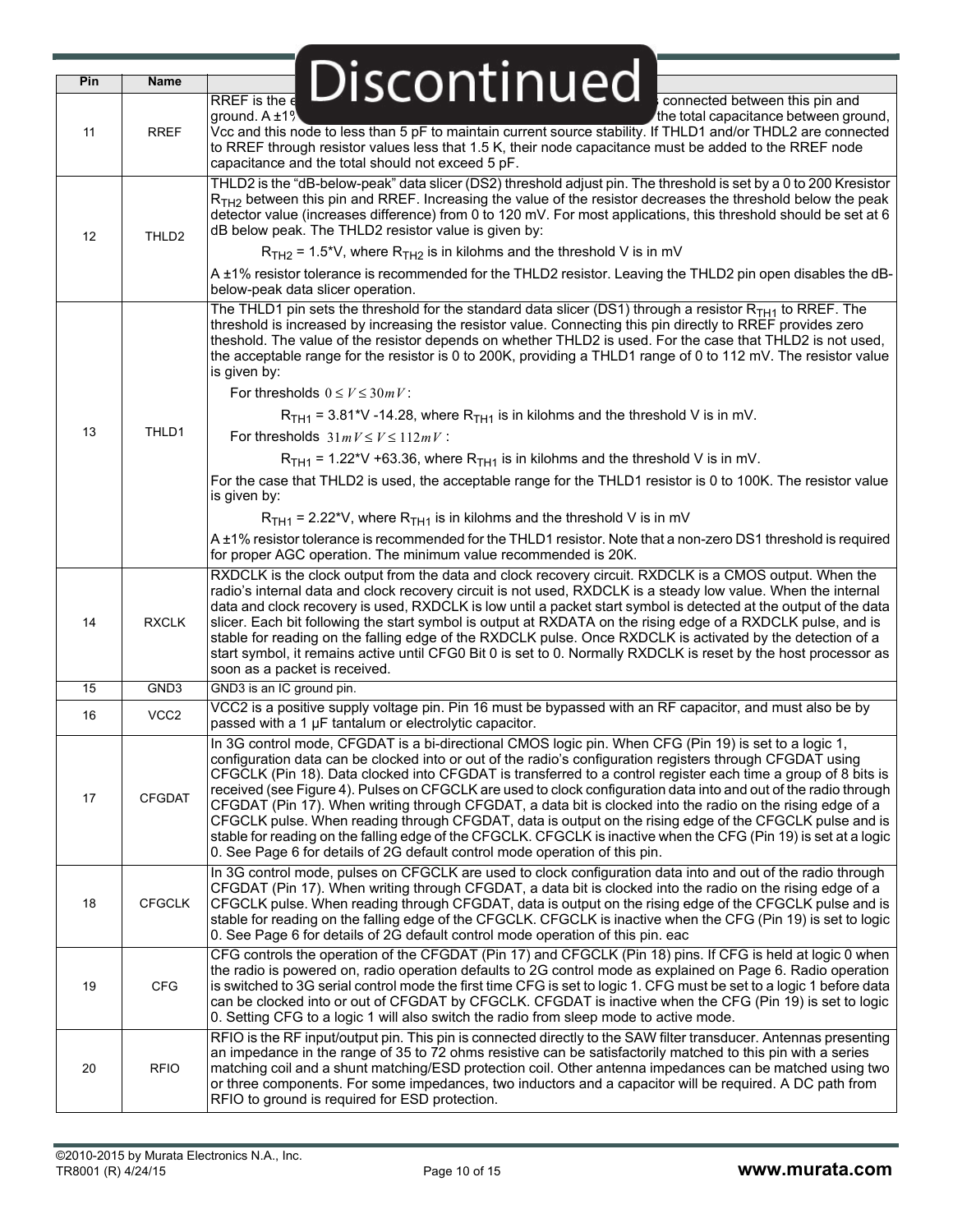Discontinued

| Pin | Name | Description |
|---|---|---|
| 11 | RREF | RREF is the e... connected between this pin and ground. A ±1% ... the total capacitance between ground, Vcc and this node to less than 5 pF to maintain current source stability. If THLD1 and/or THDL2 are connected to RREF through resistor values less that 1.5 K, their node capacitance must be added to the RREF node capacitance and the total should not exceed 5 pF. |
| 12 | THLD2 | THLD2 is the "dB-below-peak" data slicer (DS2) threshold adjust pin. The threshold is set by a 0 to 200 Kresistor $R_{TH2}$ between this pin and RREF. Increasing the value of the resistor decreases the threshold below the peak detector value (increases difference) from 0 to 120 mV. For most applications, this threshold should be set at 6 dB below peak. The THLD2 resistor value is given by:<br><br>$R_{TH2}$ = 1.5*V, where $R_{TH2}$ is in kilohms and the threshold V is in mV<br><br>A ±1% resistor tolerance is recommended for the THLD2 resistor. Leaving the THLD2 pin open disables the dB-below-peak data slicer operation. |
| 13 | THLD1 | The THLD1 pin sets the threshold for the standard data slicer (DS1) through a resistor $R_{TH1}$ to RREF. The threshold is increased by increasing the resistor value. Connecting this pin directly to RREF provides zero theshold. The value of the resistor depends on whether THLD2 is used. For the case that THLD2 is not used, the acceptable range for the resistor is 0 to 200K, providing a THLD1 range of 0 to 112 mV. The resistor value is given by:<br><br>For thresholds $0 \le V \le 30mV$:<br><br>$R_{TH1}$ = 3.81*V -14.28, where $R_{TH1}$ is in kilohms and the threshold V is in mV.<br><br>For thresholds $31mV \le V \le 112mV$:<br><br>$R_{TH1}$ = 1.22*V +63.36, where $R_{TH1}$ is in kilohms and the threshold V is in mV.<br><br>For the case that THLD2 is used, the acceptable range for the THLD1 resistor is 0 to 100K. The resistor value is given by:<br><br>$R_{TH1}$ = 2.22*V, where $R_{TH1}$ is in kilohms and the threshold V is in mV<br><br>A ±1% resistor tolerance is recommended for the THLD1 resistor. Note that a non-zero DS1 threshold is required for proper AGC operation. The minimum value recommended is 20K. |
| 14 | RXCLK | RXDCLK is the clock output from the data and clock recovery circuit. RXDCLK is a CMOS output. When the radio's internal data and clock recovery circuit is not used, RXDCLK is a steady low value. When the internal data and clock recovery is used, RXDCLK is low until a packet start symbol is detected at the output of the data slicer. Each bit following the start symbol is output at RXDATA on the rising edge of a RXDCLK pulse, and is stable for reading on the falling edge of the RXDCLK pulse. Once RXDCLK is activated by the detection of a start symbol, it remains active until CFG0 Bit 0 is set to 0. Normally RXDCLK is reset by the host processor as soon as a packet is received. |
| 15 | GND3 | GND3 is an IC ground pin. |
| 16 | VCC2 | VCC2 is a positive supply voltage pin. Pin 16 must be bypassed with an RF capacitor, and must also be by passed with a 1 µF tantalum or electrolytic capacitor. |
| 17 | CFGDAT | In 3G control mode, CFGDAT is a bi-directional CMOS logic pin. When CFG (Pin 19) is set to a logic 1, configuration data can be clocked into or out of the radio's configuration registers through CFGDAT using CFGCLK (Pin 18). Data clocked into CFGDAT is transferred to a control register each time a group of 8 bits is received (see Figure 4). Pulses on CFGCLK are used to clock configuration data into and out of the radio through CFGDAT (Pin 17). When writing through CFGDAT, a data bit is clocked into the radio on the rising edge of a CFGCLK pulse. When reading through CFGDAT, data is output on the rising edge of the CFGCLK pulse and is stable for reading on the falling edge of the CFGCLK. CFGCLK is inactive when the CFG (Pin 19) is set at a logic 0. See Page 6 for details of 2G default control mode operation of this pin. |
| 18 | CFGCLK | In 3G control mode, pulses on CFGCLK are used to clock configuration data into and out of the radio through CFGDAT (Pin 17). When writing through CFGDAT, a data bit is clocked into the radio on the rising edge of a CFGCLK pulse. When reading through CFGDAT, data is output on the rising edge of the CFGCLK pulse and is stable for reading on the falling edge of the CFGCLK. CFGCLK is inactive when the CFG (Pin 19) is set to logic 0. See Page 6 for details of 2G default control mode operation of this pin. eac |
| 19 | CFG | CFG controls the operation of the CFGDAT (Pin 17) and CFGCLK (Pin 18) pins. If CFG is held at logic 0 when the radio is powered on, radio operation defaults to 2G control mode as explained on Page 6. Radio operation is switched to 3G serial control mode the first time CFG is set to logic 1. CFG must be set to a logic 1 before data can be clocked into or out of CFGDAT by CFGCLK. CFGDAT is inactive when the CFG (Pin 19) is set to logic 0. Setting CFG to a logic 1 will also switch the radio from sleep mode to active mode. |
| 20 | RFIO | RFIO is the RF input/output pin. This pin is connected directly to the SAW filter transducer. Antennas presenting an impedance in the range of 35 to 72 ohms resistive can be satisfactorily matched to this pin with a series matching coil and a shunt matching/ESD protection coil. Other antenna impedances can be matched using two or three components. For some impedances, two inductors and a capacitor will be required. A DC path from RFIO to ground is required for ESD protection. |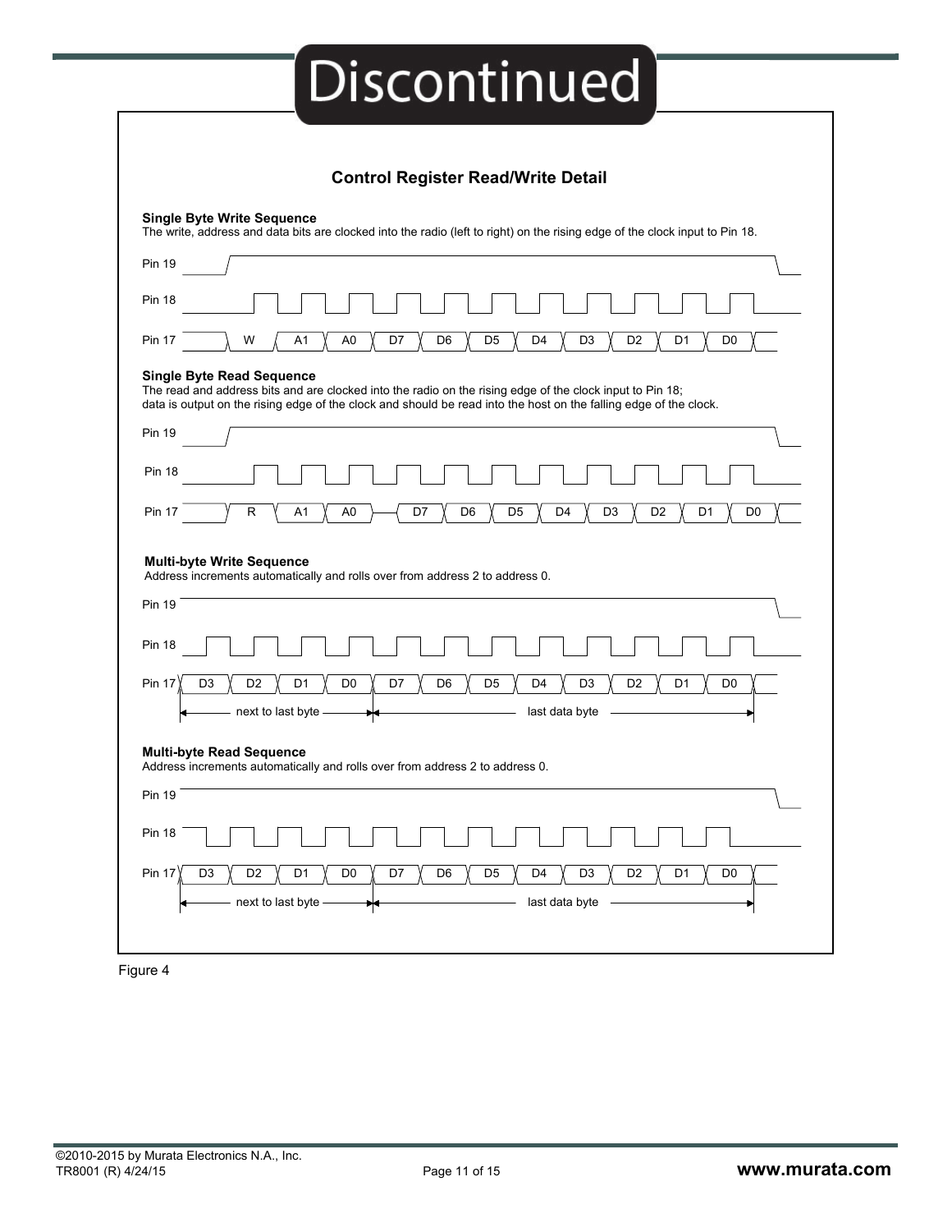## Control Register Read/Write Detail

**Single Byte Write Sequence**

The write, address and data bits are clocked into the radio (left to right) on the rising edge of the clock input to Pin 18.

Pin 19

Pin 18

Pin 17 W A1 A0 D7 D6 D5 D4 D3 D2 D1 D0

**Single Byte Read Sequence**

The read and address bits and are clocked into the radio on the rising edge of the clock input to Pin 18;
data is output on the rising edge of the clock and should be read into the host on the falling edge of the clock.

Pin 19

Pin 18

Pin 17 R A1 A0 D7 D6 D5 D4 D3 D2 D1 D0

**Multi-byte Write Sequence**

Address increments automatically and rolls over from address 2 to address 0.

Pin 19

Pin 18

Pin 17 D3 D2 D1 D0 D7 D6 D5 D4 D3 D2 D1 D0

next to last byte — last data byte

**Multi-byte Read Sequence**

Address increments automatically and rolls over from address 2 to address 0.

Pin 19

Pin 18

Pin 17 D3 D2 D1 D0 D7 D6 D5 D4 D3 D2 D1 D0

next to last byte — last data byte

Figure 4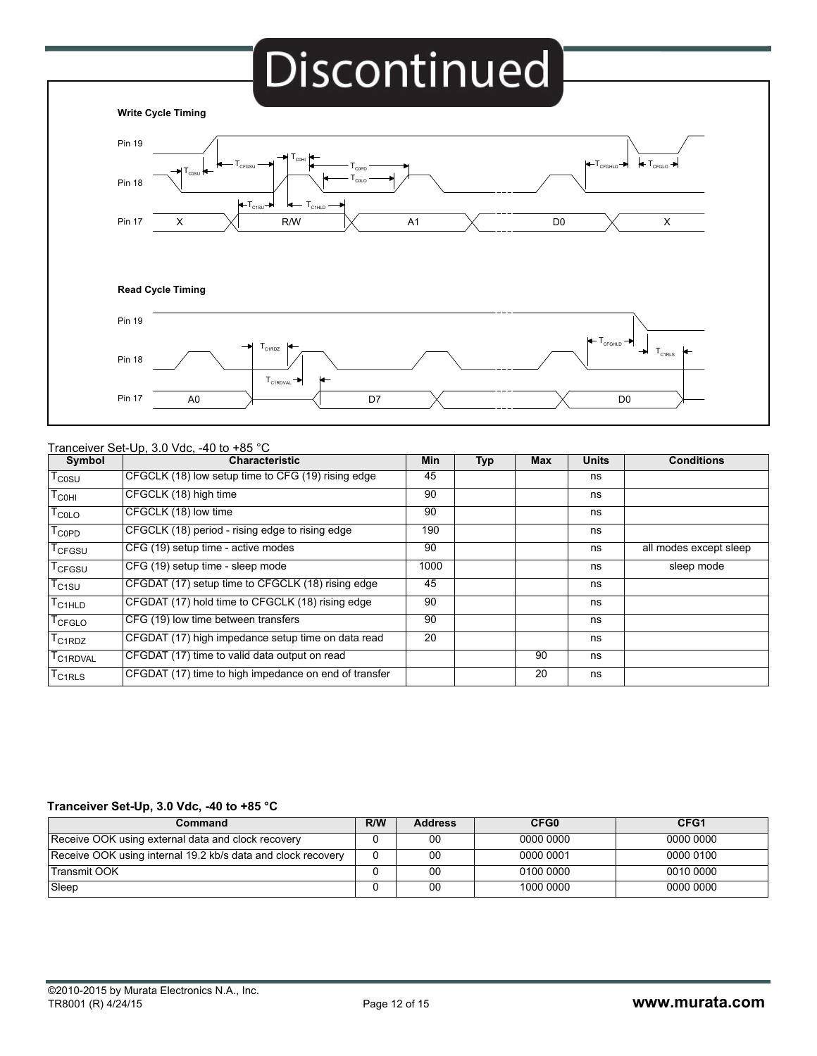Discontinued

**Write Cycle Timing**

Pin 19

Pin 18

Pin 17 X R/W A1 D0 X

$T_{C0SU}$ $T_{CFGSU}$ $T_{C0HI}$ $T_{C0PD}$ $T_{C0LO}$ $T_{C1SU}$ $T_{C1HLD}$ $T_{CFGHLD}$ $T_{CFGLO}$

**Read Cycle Timing**

Pin 19

Pin 18

Pin 17 A0 D7 D0

$T_{C1RDZ}$ $T_{C1RDVAL}$ $T_{CFGHLD}$ $T_{C1RLS}$

Tranceiver Set-Up, 3.0 Vdc, -40 to +85 °C

| Symbol | Characteristic | Min | Typ | Max | Units | Conditions |
|---|---|---|---|---|---|---|
| $T_{C0SU}$ | CFGCLK (18) low setup time to CFG (19) rising edge | 45 | | | ns | |
| $T_{C0HI}$ | CFGCLK (18) high time | 90 | | | ns | |
| $T_{C0LO}$ | CFGCLK (18) low time | 90 | | | ns | |
| $T_{C0PD}$ | CFGCLK (18) period - rising edge to rising edge | 190 | | | ns | |
| $T_{CFGSU}$ | CFG (19) setup time - active modes | 90 | | | ns | all modes except sleep |
| $T_{CFGSU}$ | CFG (19) setup time - sleep mode | 1000 | | | ns | sleep mode |
| $T_{C1SU}$ | CFGDAT (17) setup time to CFGCLK (18) rising edge | 45 | | | ns | |
| $T_{C1HLD}$ | CFGDAT (17) hold time to CFGCLK (18) rising edge | 90 | | | ns | |
| $T_{CFGLO}$ | CFG (19) low time between transfers | 90 | | | ns | |
| $T_{C1RDZ}$ | CFGDAT (17) high impedance setup time on data read | 20 | | | ns | |
| $T_{C1RDVAL}$ | CFGDAT (17) time to valid data output on read | | | 90 | ns | |
| $T_{C1RLS}$ | CFGDAT (17) time to high impedance on end of transfer | | | 20 | ns | |

**Tranceiver Set-Up, 3.0 Vdc, -40 to +85 °C**

| Command | R/W | Address | CFG0 | CFG1 |
|---|---|---|---|---|
| Receive OOK using external data and clock recovery | 0 | 00 | 0000 0000 | 0000 0000 |
| Receive OOK using internal 19.2 kb/s data and clock recovery | 0 | 00 | 0000 0001 | 0000 0100 |
| Transmit OOK | 0 | 00 | 0100 0000 | 0010 0000 |
| Sleep | 0 | 00 | 1000 0000 | 0000 0000 |

©2010-2015 by Murata Electronics N.A., Inc.
TR8001 (R) 4/24/15

www.murata.com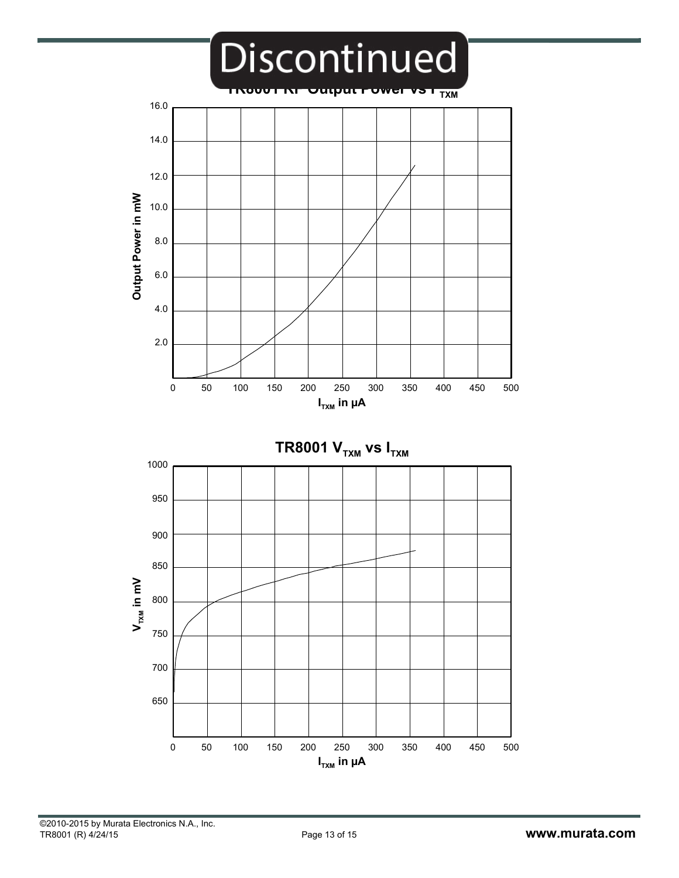# Discontinued

**TR8001 RF Output Power vs $I_{TXM}$**

Output Power in mW

16.0
14.0
12.0
10.0
8.0
6.0
4.0
2.0

0 50 100 150 200 250 300 350 400 450 500

$I_{TXM}$ in µA

**TR8001 $V_{TXM}$ vs $I_{TXM}$**

$V_{TXM}$ in mV

1000
950
900
850
800
750
700
650

0 50 100 150 200 250 300 350 400 450 500

$I_{TXM}$ in µA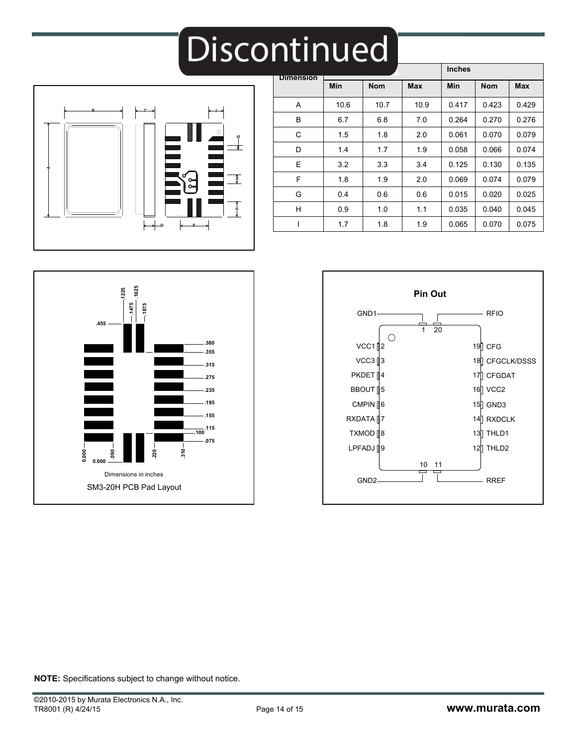# Discontinued

| Dimension | mm | | | Inches | | |
|---|---|---|---|---|---|---|
| | Min | Nom | Max | Min | Nom | Max |
| A | 10.6 | 10.7 | 10.9 | 0.417 | 0.423 | 0.429 |
| B | 6.7 | 6.8 | 7.0 | 0.264 | 0.270 | 0.276 |
| C | 1.5 | 1.8 | 2.0 | 0.061 | 0.070 | 0.079 |
| D | 1.4 | 1.7 | 1.9 | 0.058 | 0.066 | 0.074 |
| E | 3.2 | 3.3 | 3.4 | 0.125 | 0.130 | 0.135 |
| F | 1.8 | 1.9 | 2.0 | 0.069 | 0.074 | 0.079 |
| G | 0.4 | 0.6 | 0.6 | 0.015 | 0.020 | 0.025 |
| H | 0.9 | 1.0 | 1.1 | 0.035 | 0.040 | 0.045 |
| I | 1.7 | 1.8 | 1.9 | 0.065 | 0.070 | 0.075 |

Dimensions in inches

SM3-20H PCB Pad Layout

**Pin Out**

| Pin | Name | Pin | Name |
|---|---|---|---|
| 1 | GND1 | 20 | RFIO |
| 2 | VCC1 | 19 | CFG |
| 3 | VCC3 | 18 | CFGCLK/DSSS |
| 4 | PKDET | 17 | CFGDAT |
| 5 | BBOUT | 16 | VCC2 |
| 6 | CMPIN | 15 | GND3 |
| 7 | RXDATA | 14 | RXDCLK |
| 8 | TXMOD | 13 | THLD1 |
| 9 | LPFADJ | 12 | THLD2 |
| 10 | GND2 | 11 | RREF |

**NOTE:** Specifications subject to change without notice.

©2010-2015 by Murata Electronics N.A., Inc.
TR8001 (R) 4/24/15

www.murata.com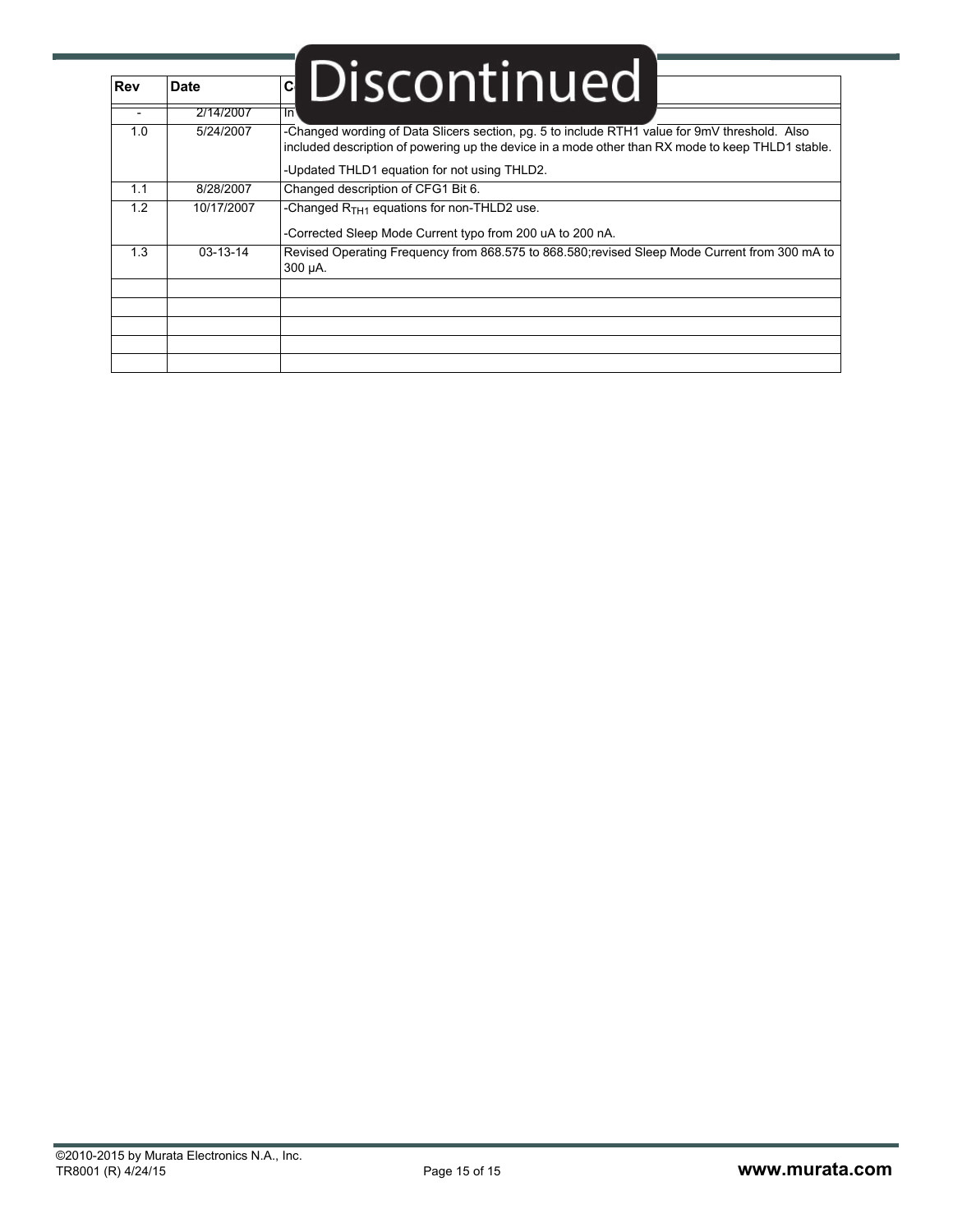Discontinued

| Rev | Date | C... |
|---|---|---|
| - | 2/14/2007 | In... |
| 1.0 | 5/24/2007 | -Changed wording of Data Slicers section, pg. 5 to include RTH1 value for 9mV threshold. Also included description of powering up the device in a mode other than RX mode to keep THLD1 stable.<br><br>-Updated THLD1 equation for not using THLD2. |
| 1.1 | 8/28/2007 | Changed description of CFG1 Bit 6. |
| 1.2 | 10/17/2007 | -Changed $R_{TH1}$ equations for non-THLD2 use.<br><br>-Corrected Sleep Mode Current typo from 200 uA to 200 nA. |
| 1.3 | 03-13-14 | Revised Operating Frequency from 868.575 to 868.580;revised Sleep Mode Current from 300 mA to 300 µA. |
| | | |
| | | |
| | | |
| | | |
| | | |

©2010-2015 by Murata Electronics N.A., Inc.
TR8001 (R) 4/24/15

www.murata.com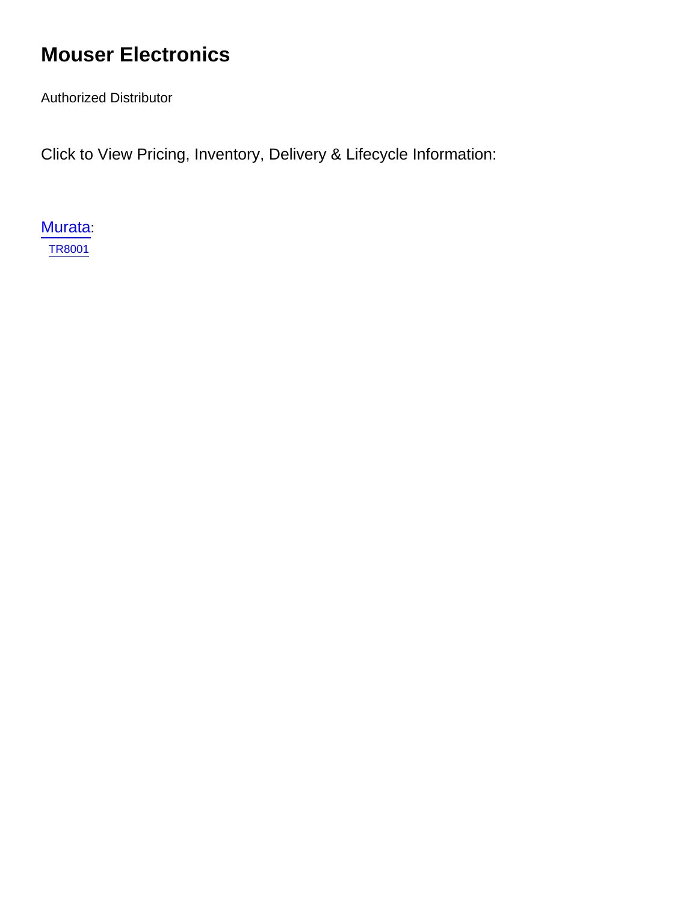# Mouser Electronics

Authorized Distributor

Click to View Pricing, Inventory, Delivery & Lifecycle Information:

Murata:

TR8001